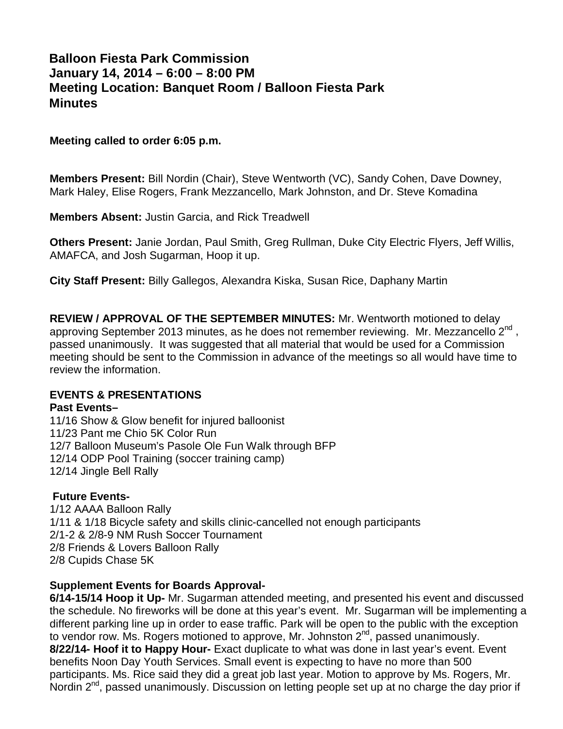# Balloon Fiesta Park Commission
# January 14, 2014 – 6:00 – 8:00 PM
# Meeting Location: Banquet Room / Balloon Fiesta Park
# Minutes

**Meeting called to order 6:05 p.m.**

**Members Present:** Bill Nordin (Chair), Steve Wentworth (VC), Sandy Cohen, Dave Downey, Mark Haley, Elise Rogers, Frank Mezzancello, Mark Johnston, and Dr. Steve Komadina

**Members Absent:** Justin Garcia, and Rick Treadwell

**Others Present:** Janie Jordan, Paul Smith, Greg Rullman, Duke City Electric Flyers, Jeff Willis, AMAFCA, and Josh Sugarman, Hoop it up.

**City Staff Present:** Billy Gallegos, Alexandra Kiska, Susan Rice, Daphany Martin

**REVIEW / APPROVAL OF THE SEPTEMBER MINUTES:** Mr. Wentworth motioned to delay approving September 2013 minutes, as he does not remember reviewing. Mr. Mezzancello 2nd, passed unanimously. It was suggested that all material that would be used for a Commission meeting should be sent to the Commission in advance of the meetings so all would have time to review the information.

## EVENTS & PRESENTATIONS

**Past Events–**

11/16 Show & Glow benefit for injured balloonist
11/23 Pant me Chio 5K Color Run
12/7 Balloon Museum's Pasole Ole Fun Walk through BFP
12/14 ODP Pool Training (soccer training camp)
12/14 Jingle Bell Rally

**Future Events-**

1/12 AAAA Balloon Rally
1/11 & 1/18 Bicycle safety and skills clinic-cancelled not enough participants
2/1-2 & 2/8-9 NM Rush Soccer Tournament
2/8 Friends & Lovers Balloon Rally
2/8 Cupids Chase 5K

**Supplement Events for Boards Approval-**

**6/14-15/14 Hoop it Up-** Mr. Sugarman attended meeting, and presented his event and discussed the schedule. No fireworks will be done at this year's event. Mr. Sugarman will be implementing a different parking line up in order to ease traffic. Park will be open to the public with the exception to vendor row. Ms. Rogers motioned to approve, Mr. Johnston 2nd, passed unanimously.

**8/22/14- Hoof it to Happy Hour-** Exact duplicate to what was done in last year's event. Event benefits Noon Day Youth Services. Small event is expecting to have no more than 500 participants. Ms. Rice said they did a great job last year. Motion to approve by Ms. Rogers, Mr. Nordin 2nd, passed unanimously. Discussion on letting people set up at no charge the day prior if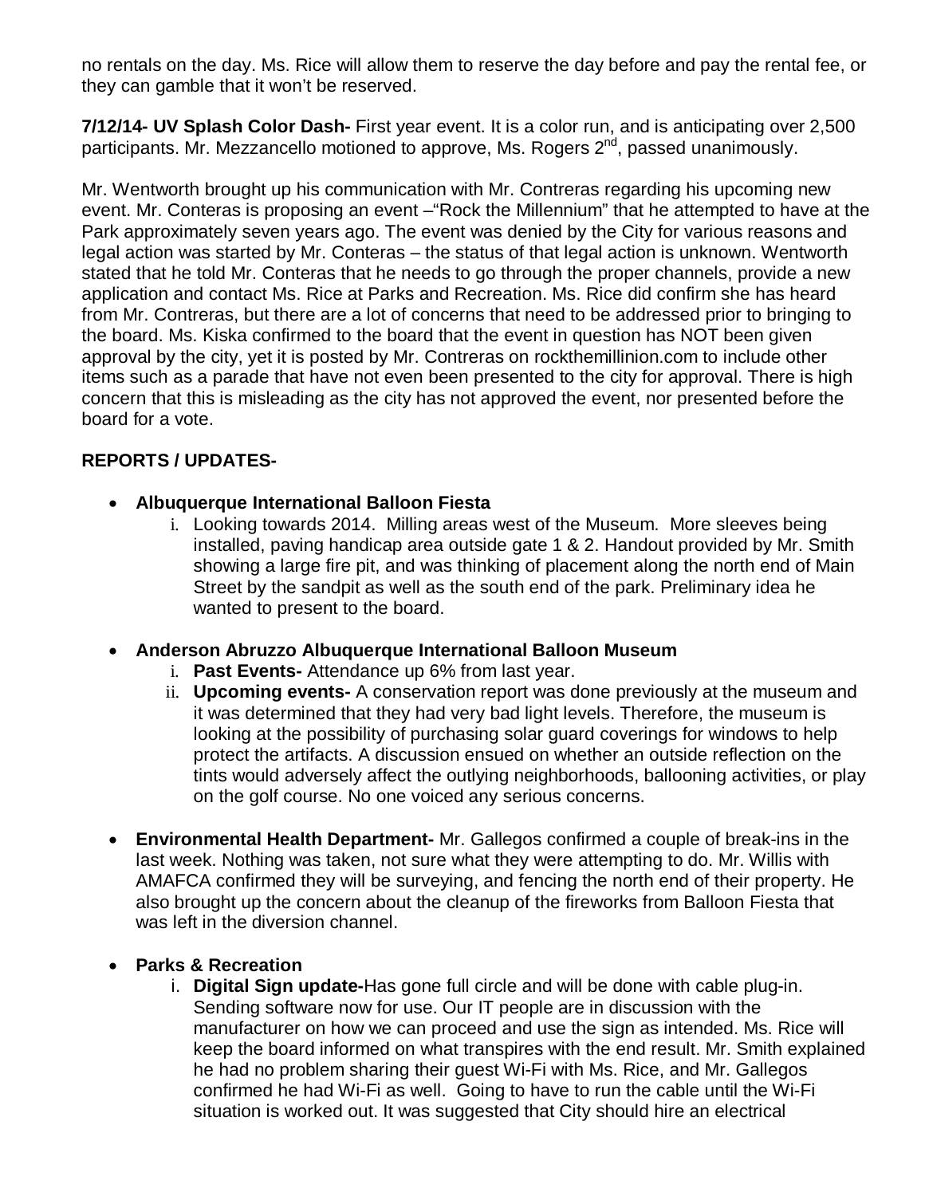no rentals on the day. Ms. Rice will allow them to reserve the day before and pay the rental fee, or they can gamble that it won't be reserved.

**7/12/14- UV Splash Color Dash-** First year event. It is a color run, and is anticipating over 2,500 participants. Mr. Mezzancello motioned to approve, Ms. Rogers 2nd, passed unanimously.

Mr. Wentworth brought up his communication with Mr. Contreras regarding his upcoming new event. Mr. Conteras is proposing an event –"Rock the Millennium" that he attempted to have at the Park approximately seven years ago. The event was denied by the City for various reasons and legal action was started by Mr. Conteras – the status of that legal action is unknown. Wentworth stated that he told Mr. Conteras that he needs to go through the proper channels, provide a new application and contact Ms. Rice at Parks and Recreation. Ms. Rice did confirm she has heard from Mr. Contreras, but there are a lot of concerns that need to be addressed prior to bringing to the board. Ms. Kiska confirmed to the board that the event in question has NOT been given approval by the city, yet it is posted by Mr. Contreras on rockthemillinion.com to include other items such as a parade that have not even been presented to the city for approval. There is high concern that this is misleading as the city has not approved the event, nor presented before the board for a vote.

**REPORTS / UPDATES-**

- **Albuquerque International Balloon Fiesta**
  i. Looking towards 2014. Milling areas west of the Museum. More sleeves being installed, paving handicap area outside gate 1 & 2. Handout provided by Mr. Smith showing a large fire pit, and was thinking of placement along the north end of Main Street by the sandpit as well as the south end of the park. Preliminary idea he wanted to present to the board.

- **Anderson Abruzzo Albuquerque International Balloon Museum**
  i. **Past Events-** Attendance up 6% from last year.
  ii. **Upcoming events-** A conservation report was done previously at the museum and it was determined that they had very bad light levels. Therefore, the museum is looking at the possibility of purchasing solar guard coverings for windows to help protect the artifacts. A discussion ensued on whether an outside reflection on the tints would adversely affect the outlying neighborhoods, ballooning activities, or play on the golf course. No one voiced any serious concerns.

- **Environmental Health Department-** Mr. Gallegos confirmed a couple of break-ins in the last week. Nothing was taken, not sure what they were attempting to do. Mr. Willis with AMAFCA confirmed they will be surveying, and fencing the north end of their property. He also brought up the concern about the cleanup of the fireworks from Balloon Fiesta that was left in the diversion channel.

- **Parks & Recreation**
  i. **Digital Sign update-**Has gone full circle and will be done with cable plug-in. Sending software now for use. Our IT people are in discussion with the manufacturer on how we can proceed and use the sign as intended. Ms. Rice will keep the board informed on what transpires with the end result. Mr. Smith explained he had no problem sharing their guest Wi-Fi with Ms. Rice, and Mr. Gallegos confirmed he had Wi-Fi as well. Going to have to run the cable until the Wi-Fi situation is worked out. It was suggested that City should hire an electrical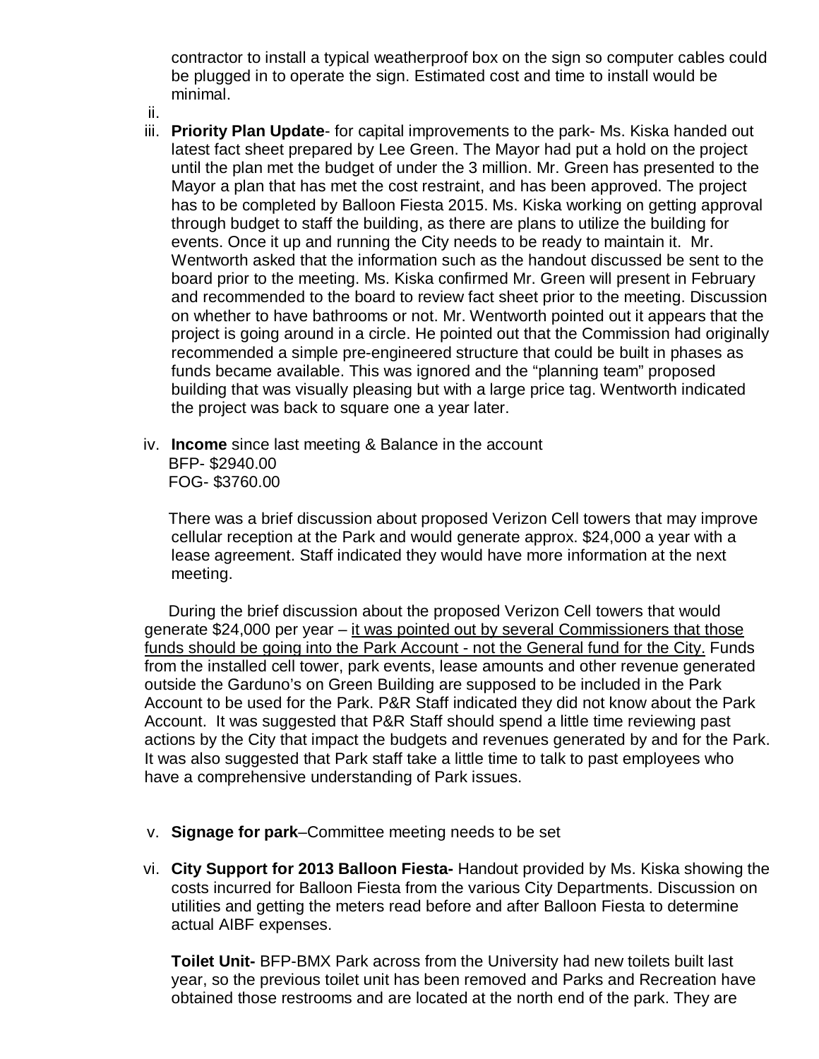contractor to install a typical weatherproof box on the sign so computer cables could be plugged in to operate the sign. Estimated cost and time to install would be minimal.

ii.

iii. **Priority Plan Update**- for capital improvements to the park- Ms. Kiska handed out latest fact sheet prepared by Lee Green. The Mayor had put a hold on the project until the plan met the budget of under the 3 million. Mr. Green has presented to the Mayor a plan that has met the cost restraint, and has been approved. The project has to be completed by Balloon Fiesta 2015. Ms. Kiska working on getting approval through budget to staff the building, as there are plans to utilize the building for events. Once it up and running the City needs to be ready to maintain it. Mr. Wentworth asked that the information such as the handout discussed be sent to the board prior to the meeting. Ms. Kiska confirmed Mr. Green will present in February and recommended to the board to review fact sheet prior to the meeting. Discussion on whether to have bathrooms or not. Mr. Wentworth pointed out it appears that the project is going around in a circle. He pointed out that the Commission had originally recommended a simple pre-engineered structure that could be built in phases as funds became available. This was ignored and the "planning team" proposed building that was visually pleasing but with a large price tag. Wentworth indicated the project was back to square one a year later.

iv. **Income** since last meeting & Balance in the account
BFP- $2940.00
FOG- $3760.00

There was a brief discussion about proposed Verizon Cell towers that may improve cellular reception at the Park and would generate approx. $24,000 a year with a lease agreement. Staff indicated they would have more information at the next meeting.

During the brief discussion about the proposed Verizon Cell towers that would generate $24,000 per year – <u>it was pointed out by several Commissioners that those funds should be going into the Park Account - not the General fund for the City.</u> Funds from the installed cell tower, park events, lease amounts and other revenue generated outside the Garduno's on Green Building are supposed to be included in the Park Account to be used for the Park. P&R Staff indicated they did not know about the Park Account. It was suggested that P&R Staff should spend a little time reviewing past actions by the City that impact the budgets and revenues generated by and for the Park. It was also suggested that Park staff take a little time to talk to past employees who have a comprehensive understanding of Park issues.

v. **Signage for park**–Committee meeting needs to be set

vi. **City Support for 2013 Balloon Fiesta-** Handout provided by Ms. Kiska showing the costs incurred for Balloon Fiesta from the various City Departments. Discussion on utilities and getting the meters read before and after Balloon Fiesta to determine actual AIBF expenses.

**Toilet Unit-** BFP-BMX Park across from the University had new toilets built last year, so the previous toilet unit has been removed and Parks and Recreation have obtained those restrooms and are located at the north end of the park. They are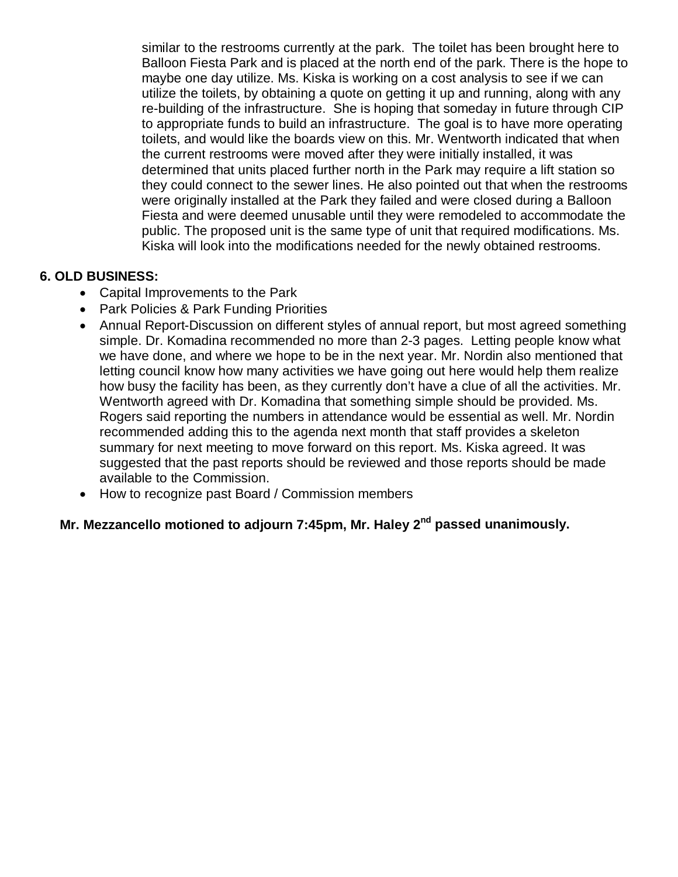similar to the restrooms currently at the park. The toilet has been brought here to Balloon Fiesta Park and is placed at the north end of the park. There is the hope to maybe one day utilize. Ms. Kiska is working on a cost analysis to see if we can utilize the toilets, by obtaining a quote on getting it up and running, along with any re-building of the infrastructure. She is hoping that someday in future through CIP to appropriate funds to build an infrastructure. The goal is to have more operating toilets, and would like the boards view on this. Mr. Wentworth indicated that when the current restrooms were moved after they were initially installed, it was determined that units placed further north in the Park may require a lift station so they could connect to the sewer lines. He also pointed out that when the restrooms were originally installed at the Park they failed and were closed during a Balloon Fiesta and were deemed unusable until they were remodeled to accommodate the public. The proposed unit is the same type of unit that required modifications. Ms. Kiska will look into the modifications needed for the newly obtained restrooms.

**6. OLD BUSINESS:**

- Capital Improvements to the Park
- Park Policies & Park Funding Priorities
- Annual Report-Discussion on different styles of annual report, but most agreed something simple. Dr. Komadina recommended no more than 2-3 pages. Letting people know what we have done, and where we hope to be in the next year. Mr. Nordin also mentioned that letting council know how many activities we have going out here would help them realize how busy the facility has been, as they currently don't have a clue of all the activities. Mr. Wentworth agreed with Dr. Komadina that something simple should be provided. Ms. Rogers said reporting the numbers in attendance would be essential as well. Mr. Nordin recommended adding this to the agenda next month that staff provides a skeleton summary for next meeting to move forward on this report. Ms. Kiska agreed. It was suggested that the past reports should be reviewed and those reports should be made available to the Commission.
- How to recognize past Board / Commission members

**Mr. Mezzancello motioned to adjourn 7:45pm, Mr. Haley 2nd passed unanimously.**